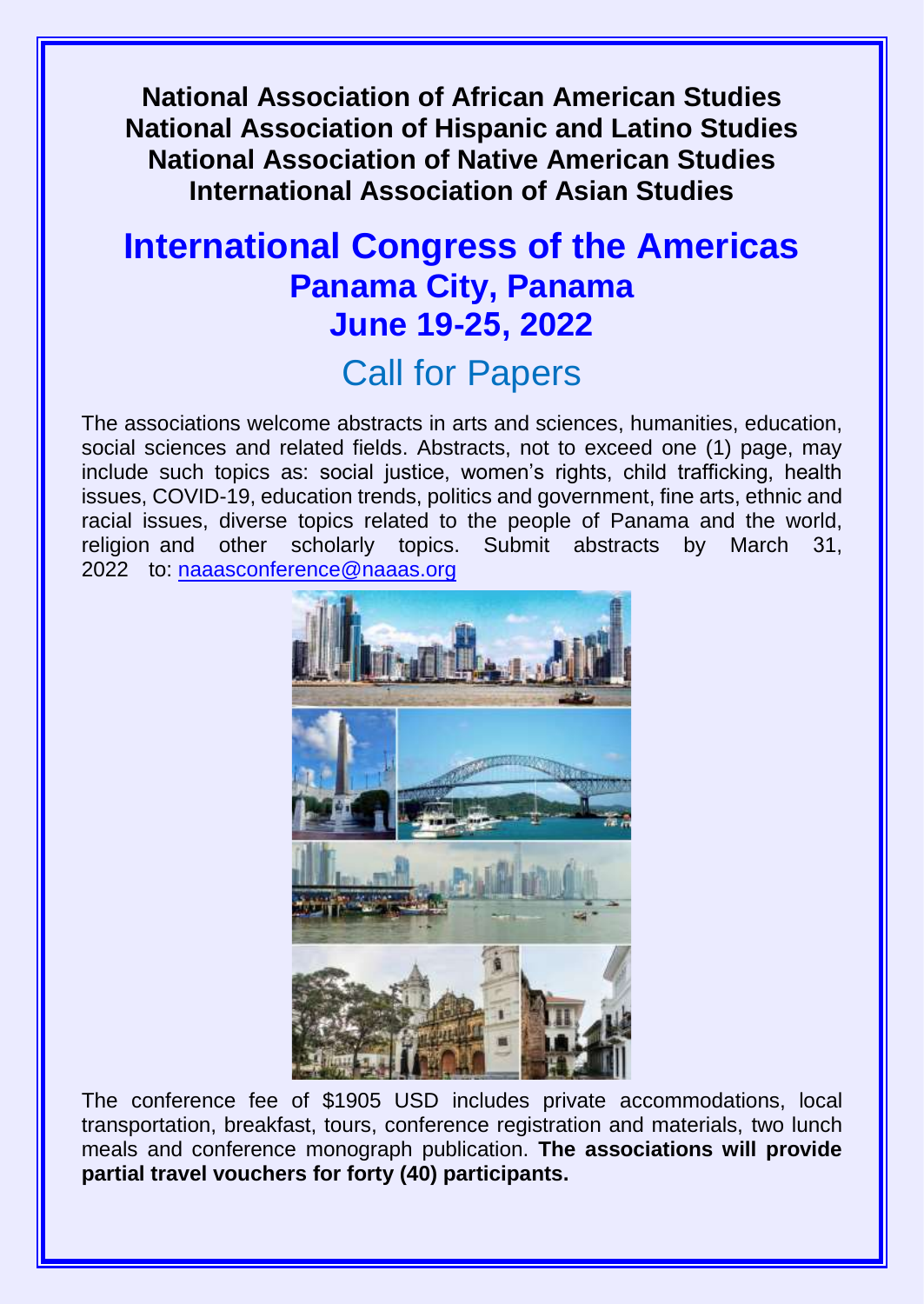**National Association of African American Studies**
**National Association of Hispanic and Latino Studies**
**National Association of Native American Studies**
**International Association of Asian Studies**

# International Congress of the Americas

## Panama City, Panama

## June 19-25, 2022

## Call for Papers

The associations welcome abstracts in arts and sciences, humanities, education, social sciences and related fields. Abstracts, not to exceed one (1) page, may include such topics as: social justice, women's rights, child trafficking, health issues, COVID-19, education trends, politics and government, fine arts, ethnic and racial issues, diverse topics related to the people of Panama and the world, religion and other scholarly topics. Submit abstracts by March 31, 2022 to: naaasconference@naaas.org

The conference fee of $1905 USD includes private accommodations, local transportation, breakfast, tours, conference registration and materials, two lunch meals and conference monograph publication. **The associations will provide partial travel vouchers for forty (40) participants.**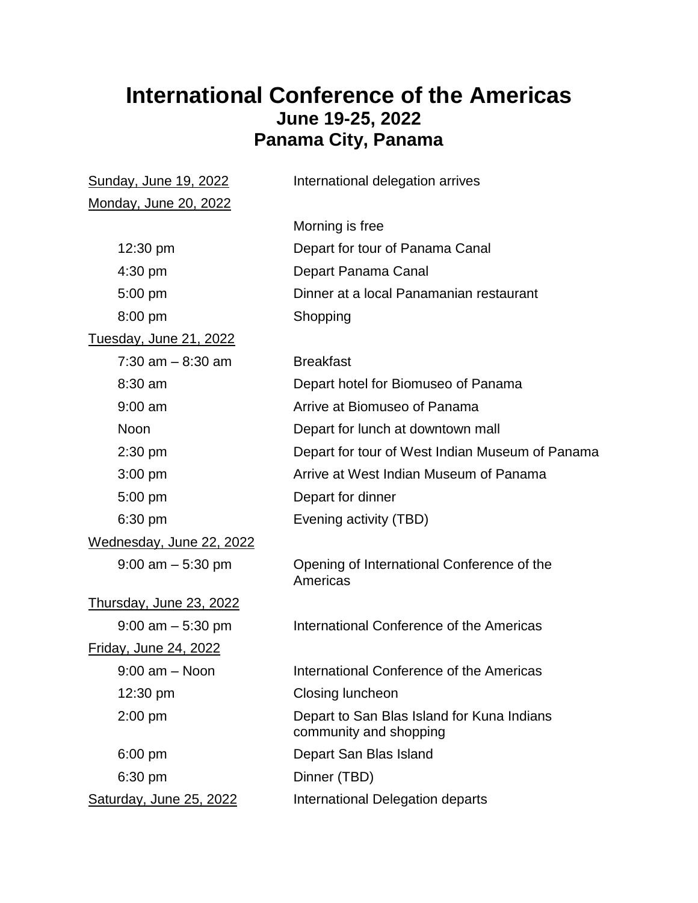# International Conference of the Americas

## June 19-25, 2022

## Panama City, Panama

| | |
|---|---|
| <u>Sunday, June 19, 2022</u> | International delegation arrives |
| <u>Monday, June 20, 2022</u> | |
| | Morning is free |
| 12:30 pm | Depart for tour of Panama Canal |
| 4:30 pm | Depart Panama Canal |
| 5:00 pm | Dinner at a local Panamanian restaurant |
| 8:00 pm | Shopping |
| <u>Tuesday, June 21, 2022</u> | |
| 7:30 am – 8:30 am | Breakfast |
| 8:30 am | Depart hotel for Biomuseo of Panama |
| 9:00 am | Arrive at Biomuseo of Panama |
| Noon | Depart for lunch at downtown mall |
| 2:30 pm | Depart for tour of West Indian Museum of Panama |
| 3:00 pm | Arrive at West Indian Museum of Panama |
| 5:00 pm | Depart for dinner |
| 6:30 pm | Evening activity (TBD) |
| <u>Wednesday, June 22, 2022</u> | |
| 9:00 am – 5:30 pm | Opening of International Conference of the Americas |
| <u>Thursday, June 23, 2022</u> | |
| 9:00 am – 5:30 pm | International Conference of the Americas |
| <u>Friday, June 24, 2022</u> | |
| 9:00 am – Noon | International Conference of the Americas |
| 12:30 pm | Closing luncheon |
| 2:00 pm | Depart to San Blas Island for Kuna Indians community and shopping |
| 6:00 pm | Depart San Blas Island |
| 6:30 pm | Dinner (TBD) |
| <u>Saturday, June 25, 2022</u> | International Delegation departs |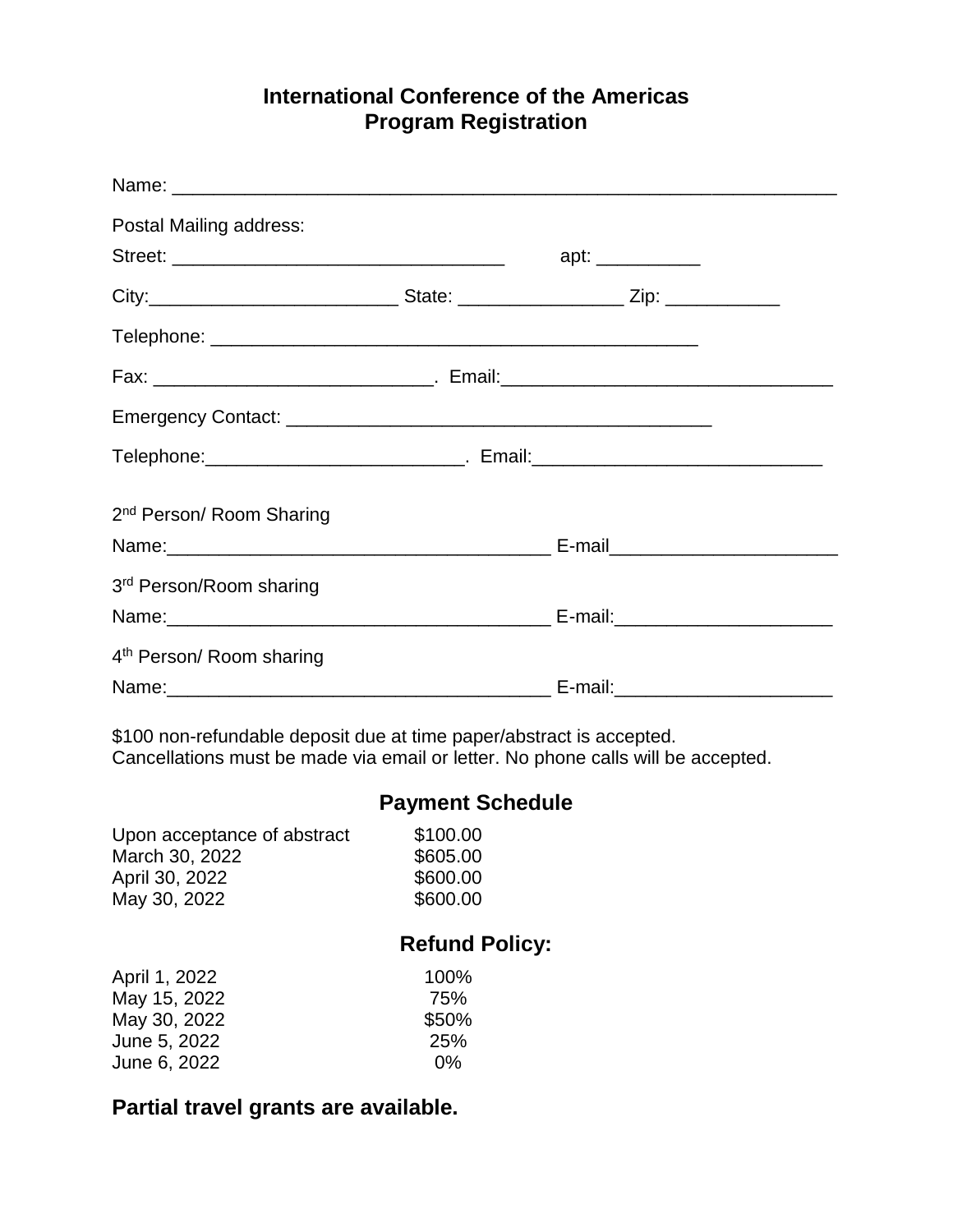# International Conference of the Americas
# Program Registration

Name: ___________________________________________________________

Postal Mailing address:

Street: ________________________________ apt: __________

City:________________________ State: _______________ Zip: ___________

Telephone: ________________________________________________

Fax: ___________________________. Email:_______________________________

Emergency Contact: _________________________________________

Telephone:_________________________. Email:____________________________

2nd Person/ Room Sharing

Name:_____________________________________ E-mail_____________________

3rd Person/Room sharing

Name:_____________________________________ E-mail:____________________

4th Person/ Room sharing

Name:_____________________________________ E-mail:____________________

$100 non-refundable deposit due at time paper/abstract is accepted.
Cancellations must be made via email or letter. No phone calls will be accepted.

## Payment Schedule

| | |
|---|---|
| Upon acceptance of abstract | $100.00 |
| March 30, 2022 | $605.00 |
| April 30, 2022 | $600.00 |
| May 30, 2022 | $600.00 |

## Refund Policy:

| | |
|---|---|
| April 1, 2022 | 100% |
| May 15, 2022 | 75% |
| May 30, 2022 | $50% |
| June 5, 2022 | 25% |
| June 6, 2022 | 0% |

**Partial travel grants are available.**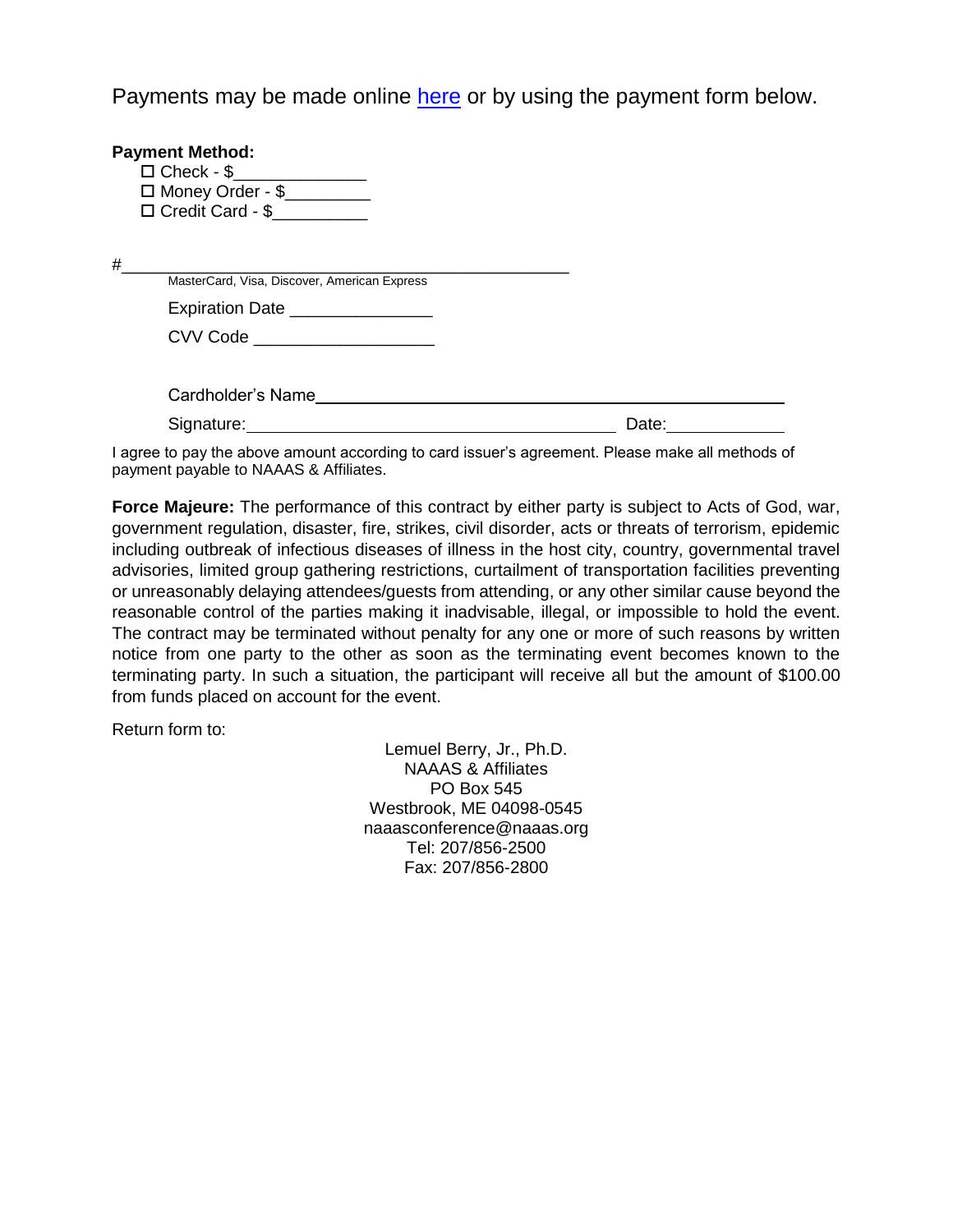Payments may be made online here or by using the payment form below.

**Payment Method:**

☐ Check - $______________
☐ Money Order - $_________
☐ Credit Card - $__________

#_______________________________________________
MasterCard, Visa, Discover, American Express

Expiration Date _______________

CVV Code ___________________

Cardholder's Name________________________________________________

Signature:_____________________________________ Date:____________

I agree to pay the above amount according to card issuer's agreement. Please make all methods of payment payable to NAAAS & Affiliates.

**Force Majeure:** The performance of this contract by either party is subject to Acts of God, war, government regulation, disaster, fire, strikes, civil disorder, acts or threats of terrorism, epidemic including outbreak of infectious diseases of illness in the host city, country, governmental travel advisories, limited group gathering restrictions, curtailment of transportation facilities preventing or unreasonably delaying attendees/guests from attending, or any other similar cause beyond the reasonable control of the parties making it inadvisable, illegal, or impossible to hold the event. The contract may be terminated without penalty for any one or more of such reasons by written notice from one party to the other as soon as the terminating event becomes known to the terminating party. In such a situation, the participant will receive all but the amount of $100.00 from funds placed on account for the event.

Return form to:

Lemuel Berry, Jr., Ph.D.
NAAAS & Affiliates
PO Box 545
Westbrook, ME 04098-0545
naaasconference@naaas.org
Tel: 207/856-2500
Fax: 207/856-2800